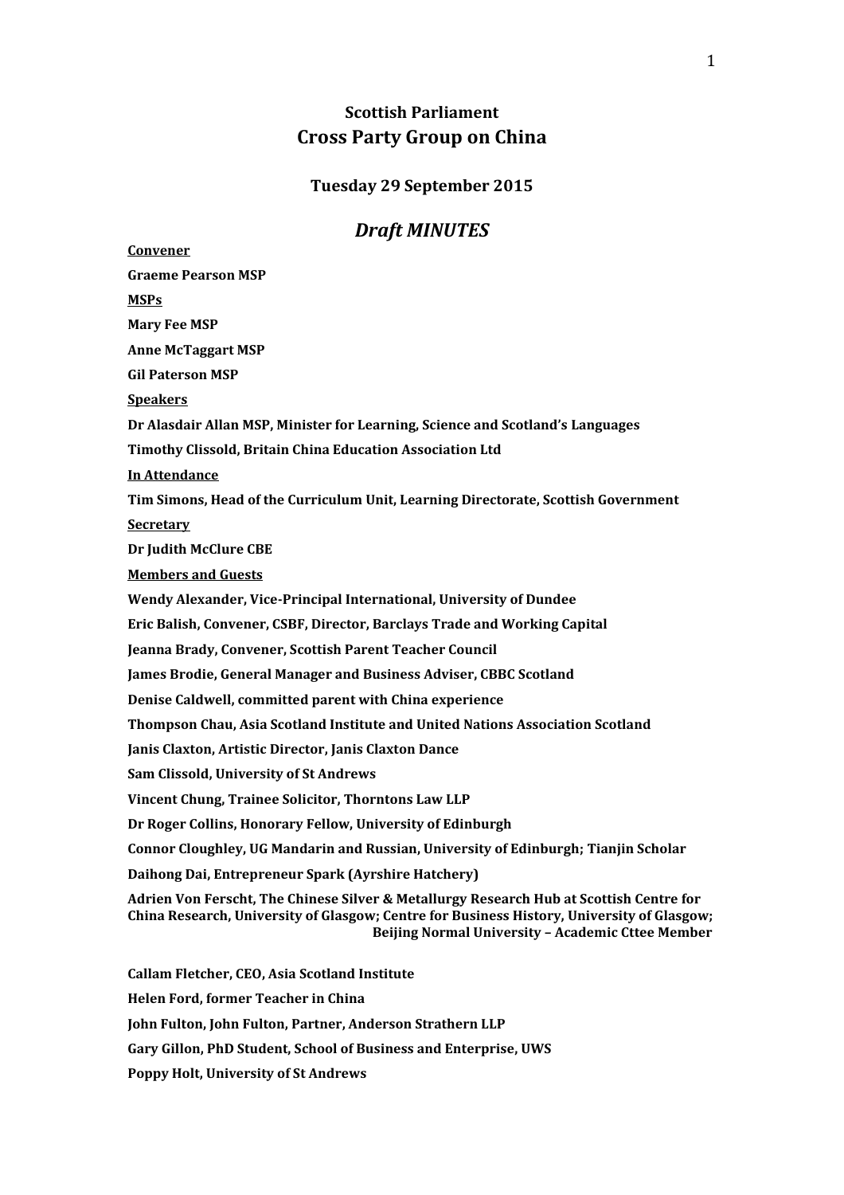# Scottish Parliament
# Cross Party Group on China

### Tuesday 29 September 2015

## *Draft MINUTES*

**Convener**

**Graeme Pearson MSP**

**MSPs**

**Mary Fee MSP**

**Anne McTaggart MSP**

**Gil Paterson MSP**

**Speakers**

**Dr Alasdair Allan MSP, Minister for Learning, Science and Scotland's Languages**

**Timothy Clissold, Britain China Education Association Ltd**

**In Attendance**

**Tim Simons, Head of the Curriculum Unit, Learning Directorate, Scottish Government**

**Secretary**

**Dr Judith McClure CBE**

**Members and Guests**

**Wendy Alexander, Vice-Principal International, University of Dundee**

**Eric Balish, Convener, CSBF, Director, Barclays Trade and Working Capital**

**Jeanna Brady, Convener, Scottish Parent Teacher Council**

**James Brodie, General Manager and Business Adviser, CBBC Scotland**

**Denise Caldwell, committed parent with China experience**

**Thompson Chau, Asia Scotland Institute and United Nations Association Scotland**

**Janis Claxton, Artistic Director, Janis Claxton Dance**

**Sam Clissold, University of St Andrews**

**Vincent Chung, Trainee Solicitor, Thorntons Law LLP**

**Dr Roger Collins, Honorary Fellow, University of Edinburgh**

**Connor Cloughley, UG Mandarin and Russian, University of Edinburgh; Tianjin Scholar**

**Daihong Dai, Entrepreneur Spark (Ayrshire Hatchery)**

**Adrien Von Ferscht, The Chinese Silver & Metallurgy Research Hub at Scottish Centre for China Research, University of Glasgow; Centre for Business History, University of Glasgow; Beijing Normal University – Academic Cttee Member**

**Callam Fletcher, CEO, Asia Scotland Institute**

**Helen Ford, former Teacher in China**

**John Fulton, John Fulton, Partner, Anderson Strathern LLP**

**Gary Gillon, PhD Student, School of Business and Enterprise, UWS**

**Poppy Holt, University of St Andrews**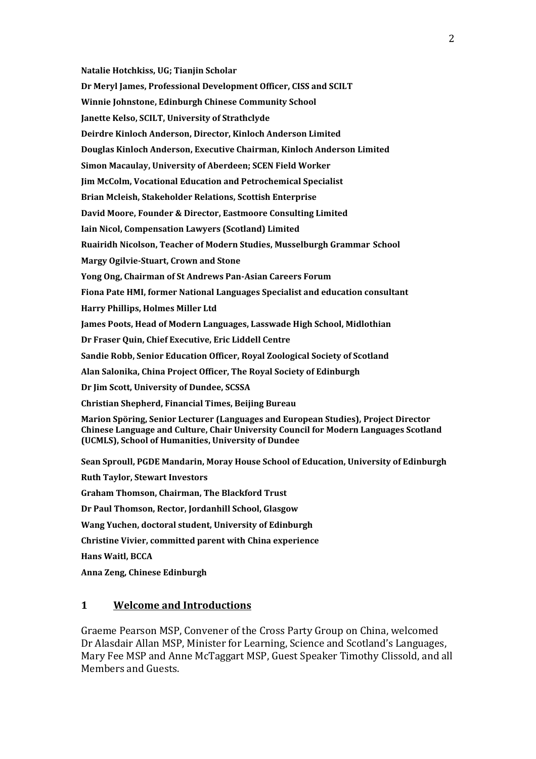**Natalie Hotchkiss, UG; Tianjin Scholar**

**Dr Meryl James, Professional Development Officer, CISS and SCILT**

**Winnie Johnstone, Edinburgh Chinese Community School**

**Janette Kelso, SCILT, University of Strathclyde**

**Deirdre Kinloch Anderson, Director, Kinloch Anderson Limited**

**Douglas Kinloch Anderson, Executive Chairman, Kinloch Anderson Limited**

**Simon Macaulay, University of Aberdeen; SCEN Field Worker**

**Jim McColm, Vocational Education and Petrochemical Specialist**

**Brian Mcleish, Stakeholder Relations, Scottish Enterprise**

**David Moore, Founder & Director, Eastmoore Consulting Limited**

**Iain Nicol, Compensation Lawyers (Scotland) Limited**

**Ruairidh Nicolson, Teacher of Modern Studies, Musselburgh Grammar School**

**Margy Ogilvie-Stuart, Crown and Stone**

**Yong Ong, Chairman of St Andrews Pan-Asian Careers Forum**

**Fiona Pate HMI, former National Languages Specialist and education consultant**

**Harry Phillips, Holmes Miller Ltd**

**James Poots, Head of Modern Languages, Lasswade High School, Midlothian**

**Dr Fraser Quin, Chief Executive, Eric Liddell Centre**

**Sandie Robb, Senior Education Officer, Royal Zoological Society of Scotland**

**Alan Salonika, China Project Officer, The Royal Society of Edinburgh**

**Dr Jim Scott, University of Dundee, SCSSA**

**Christian Shepherd, Financial Times, Beijing Bureau**

**Marion Spöring, Senior Lecturer (Languages and European Studies), Project Director Chinese Language and Culture, Chair University Council for Modern Languages Scotland (UCMLS), School of Humanities, University of Dundee**

**Sean Sproull, PGDE Mandarin, Moray House School of Education, University of Edinburgh**

**Ruth Taylor, Stewart Investors**

**Graham Thomson, Chairman, The Blackford Trust**

**Dr Paul Thomson, Rector, Jordanhill School, Glasgow**

**Wang Yuchen, doctoral student, University of Edinburgh**

**Christine Vivier, committed parent with China experience**

**Hans Waitl, BCCA**

**Anna Zeng, Chinese Edinburgh**

## 1 Welcome and Introductions

Graeme Pearson MSP, Convener of the Cross Party Group on China, welcomed Dr Alasdair Allan MSP, Minister for Learning, Science and Scotland's Languages, Mary Fee MSP and Anne McTaggart MSP, Guest Speaker Timothy Clissold, and all Members and Guests.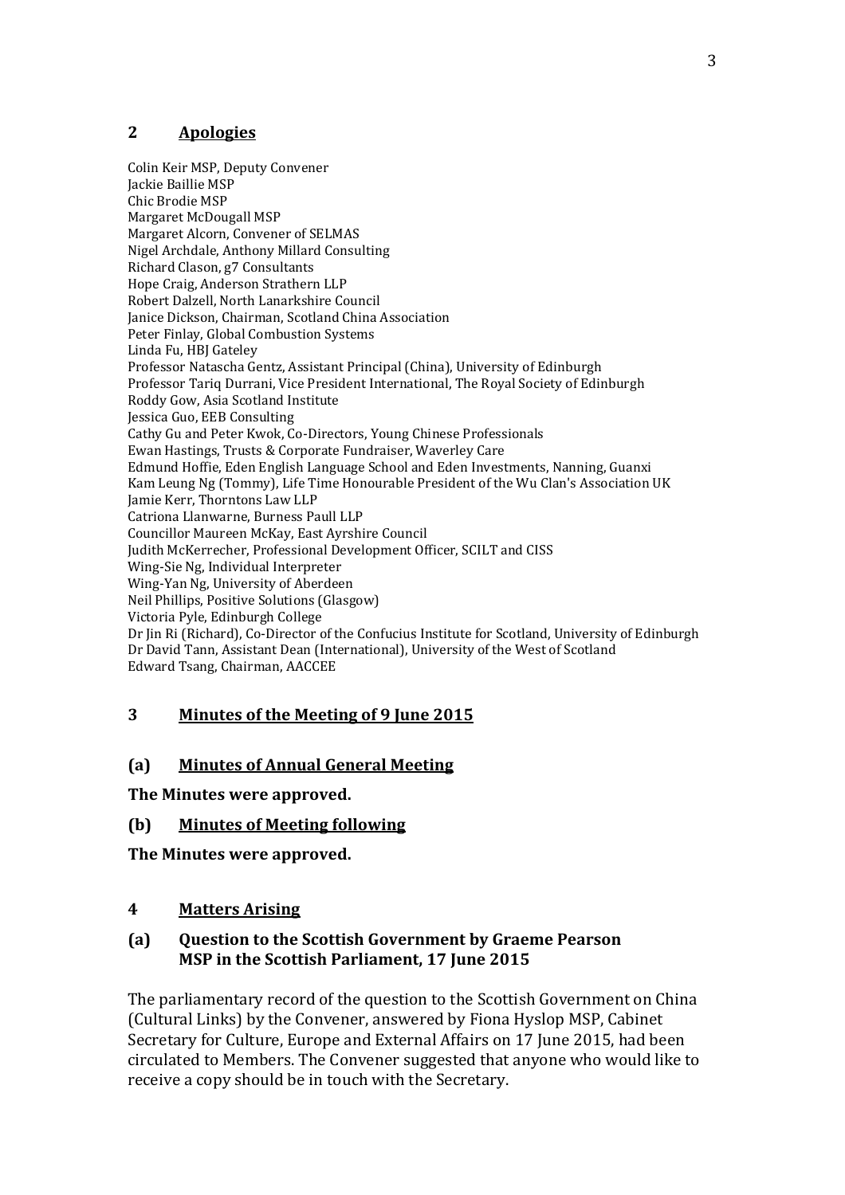## 2 Apologies

Colin Keir MSP, Deputy Convener
Jackie Baillie MSP
Chic Brodie MSP
Margaret McDougall MSP
Margaret Alcorn, Convener of SELMAS
Nigel Archdale, Anthony Millard Consulting
Richard Clason, g7 Consultants
Hope Craig, Anderson Strathern LLP
Robert Dalzell, North Lanarkshire Council
Janice Dickson, Chairman, Scotland China Association
Peter Finlay, Global Combustion Systems
Linda Fu, HBJ Gateley
Professor Natascha Gentz, Assistant Principal (China), University of Edinburgh
Professor Tariq Durrani, Vice President International, The Royal Society of Edinburgh
Roddy Gow, Asia Scotland Institute
Jessica Guo, EEB Consulting
Cathy Gu and Peter Kwok, Co-Directors, Young Chinese Professionals
Ewan Hastings, Trusts & Corporate Fundraiser, Waverley Care
Edmund Hoffie, Eden English Language School and Eden Investments, Nanning, Guanxi
Kam Leung Ng (Tommy), Life Time Honourable President of the Wu Clan's Association UK
Jamie Kerr, Thorntons Law LLP
Catriona Llanwarne, Burness Paull LLP
Councillor Maureen McKay, East Ayrshire Council
Judith McKerrecher, Professional Development Officer, SCILT and CISS
Wing-Sie Ng, Individual Interpreter
Wing-Yan Ng, University of Aberdeen
Neil Phillips, Positive Solutions (Glasgow)
Victoria Pyle, Edinburgh College
Dr Jin Ri (Richard), Co-Director of the Confucius Institute for Scotland, University of Edinburgh
Dr David Tann, Assistant Dean (International), University of the West of Scotland
Edward Tsang, Chairman, AACCEE

## 3 Minutes of the Meeting of 9 June 2015

### (a) Minutes of Annual General Meeting

**The Minutes were approved.**

### (b) Minutes of Meeting following

**The Minutes were approved.**

## 4 Matters Arising

### (a) Question to the Scottish Government by Graeme Pearson MSP in the Scottish Parliament, 17 June 2015

The parliamentary record of the question to the Scottish Government on China (Cultural Links) by the Convener, answered by Fiona Hyslop MSP, Cabinet Secretary for Culture, Europe and External Affairs on 17 June 2015, had been circulated to Members. The Convener suggested that anyone who would like to receive a copy should be in touch with the Secretary.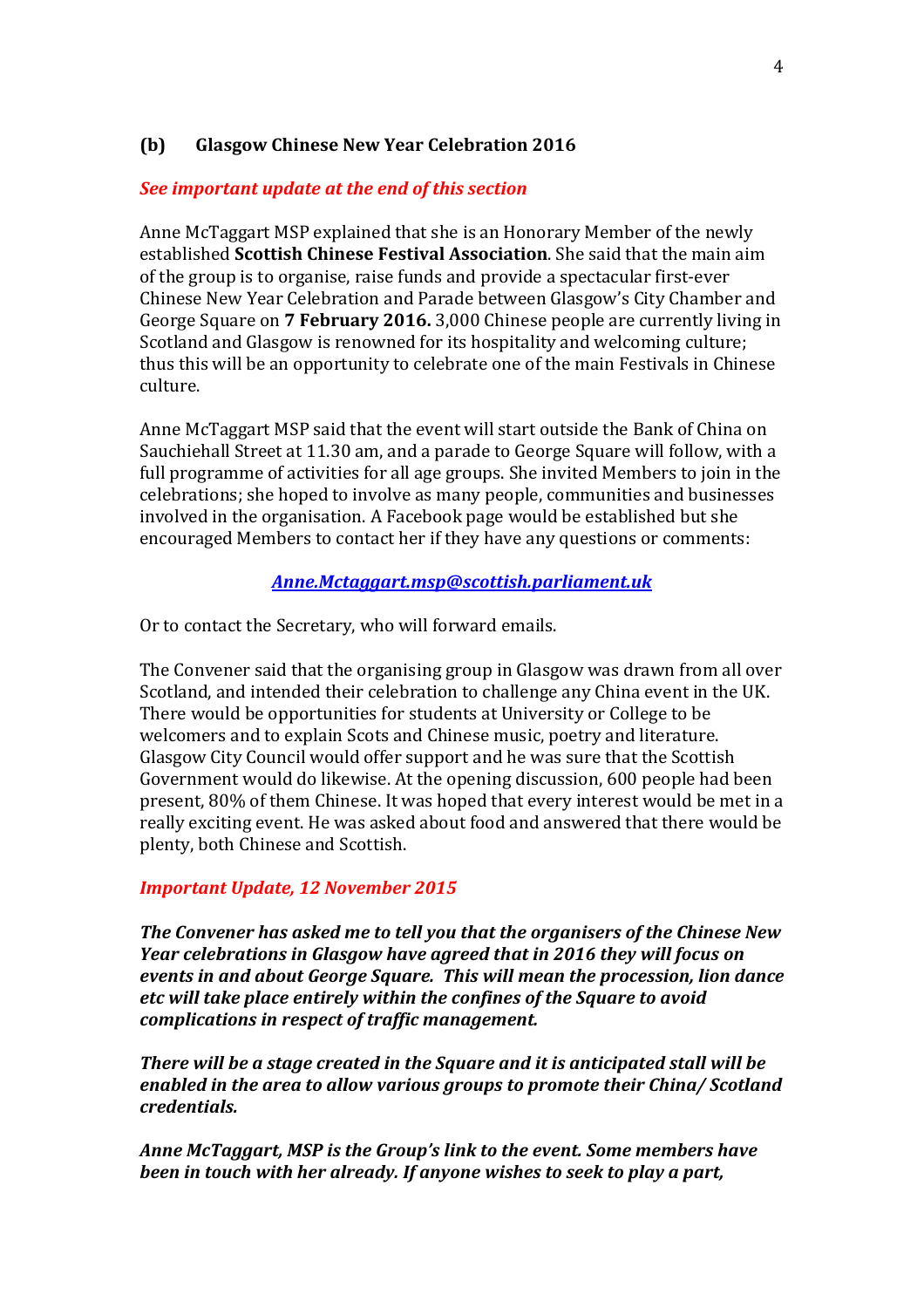## (b) Glasgow Chinese New Year Celebration 2016

***See important update at the end of this section***

Anne McTaggart MSP explained that she is an Honorary Member of the newly established **Scottish Chinese Festival Association**. She said that the main aim of the group is to organise, raise funds and provide a spectacular first-ever Chinese New Year Celebration and Parade between Glasgow's City Chamber and George Square on **7 February 2016.** 3,000 Chinese people are currently living in Scotland and Glasgow is renowned for its hospitality and welcoming culture; thus this will be an opportunity to celebrate one of the main Festivals in Chinese culture.

Anne McTaggart MSP said that the event will start outside the Bank of China on Sauchiehall Street at 11.30 am, and a parade to George Square will follow, with a full programme of activities for all age groups. She invited Members to join in the celebrations; she hoped to involve as many people, communities and businesses involved in the organisation. A Facebook page would be established but she encouraged Members to contact her if they have any questions or comments:

***Anne.Mctaggart.msp@scottish.parliament.uk***

Or to contact the Secretary, who will forward emails.

The Convener said that the organising group in Glasgow was drawn from all over Scotland, and intended their celebration to challenge any China event in the UK. There would be opportunities for students at University or College to be welcomers and to explain Scots and Chinese music, poetry and literature. Glasgow City Council would offer support and he was sure that the Scottish Government would do likewise. At the opening discussion, 600 people had been present, 80% of them Chinese. It was hoped that every interest would be met in a really exciting event. He was asked about food and answered that there would be plenty, both Chinese and Scottish.

***Important Update, 12 November 2015***

***The Convener has asked me to tell you that the organisers of the Chinese New Year celebrations in Glasgow have agreed that in 2016 they will focus on events in and about George Square. This will mean the procession, lion dance etc will take place entirely within the confines of the Square to avoid complications in respect of traffic management.***

***There will be a stage created in the Square and it is anticipated stall will be enabled in the area to allow various groups to promote their China/ Scotland credentials.***

***Anne McTaggart, MSP is the Group's link to the event. Some members have been in touch with her already. If anyone wishes to seek to play a part,***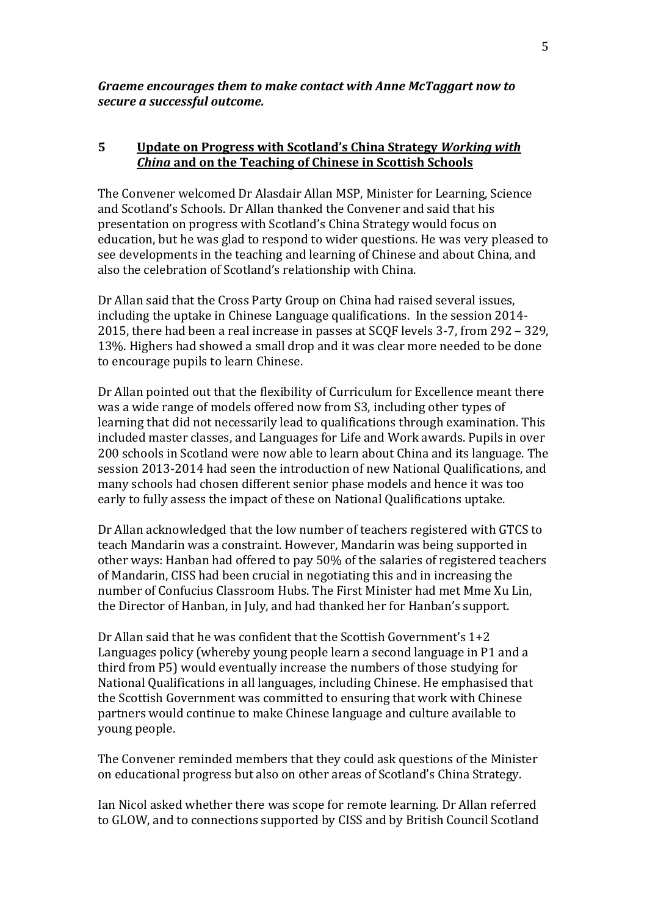***Graeme encourages them to make contact with Anne McTaggart now to secure a successful outcome.***

## 5 Update on Progress with Scotland's China Strategy *Working with China* and on the Teaching of Chinese in Scottish Schools

The Convener welcomed Dr Alasdair Allan MSP, Minister for Learning, Science and Scotland's Schools. Dr Allan thanked the Convener and said that his presentation on progress with Scotland's China Strategy would focus on education, but he was glad to respond to wider questions. He was very pleased to see developments in the teaching and learning of Chinese and about China, and also the celebration of Scotland's relationship with China.

Dr Allan said that the Cross Party Group on China had raised several issues, including the uptake in Chinese Language qualifications. In the session 2014-2015, there had been a real increase in passes at SCQF levels 3-7, from 292 – 329, 13%. Highers had showed a small drop and it was clear more needed to be done to encourage pupils to learn Chinese.

Dr Allan pointed out that the flexibility of Curriculum for Excellence meant there was a wide range of models offered now from S3, including other types of learning that did not necessarily lead to qualifications through examination. This included master classes, and Languages for Life and Work awards. Pupils in over 200 schools in Scotland were now able to learn about China and its language. The session 2013-2014 had seen the introduction of new National Qualifications, and many schools had chosen different senior phase models and hence it was too early to fully assess the impact of these on National Qualifications uptake.

Dr Allan acknowledged that the low number of teachers registered with GTCS to teach Mandarin was a constraint. However, Mandarin was being supported in other ways: Hanban had offered to pay 50% of the salaries of registered teachers of Mandarin, CISS had been crucial in negotiating this and in increasing the number of Confucius Classroom Hubs. The First Minister had met Mme Xu Lin, the Director of Hanban, in July, and had thanked her for Hanban's support.

Dr Allan said that he was confident that the Scottish Government's 1+2 Languages policy (whereby young people learn a second language in P1 and a third from P5) would eventually increase the numbers of those studying for National Qualifications in all languages, including Chinese. He emphasised that the Scottish Government was committed to ensuring that work with Chinese partners would continue to make Chinese language and culture available to young people.

The Convener reminded members that they could ask questions of the Minister on educational progress but also on other areas of Scotland's China Strategy.

Ian Nicol asked whether there was scope for remote learning. Dr Allan referred to GLOW, and to connections supported by CISS and by British Council Scotland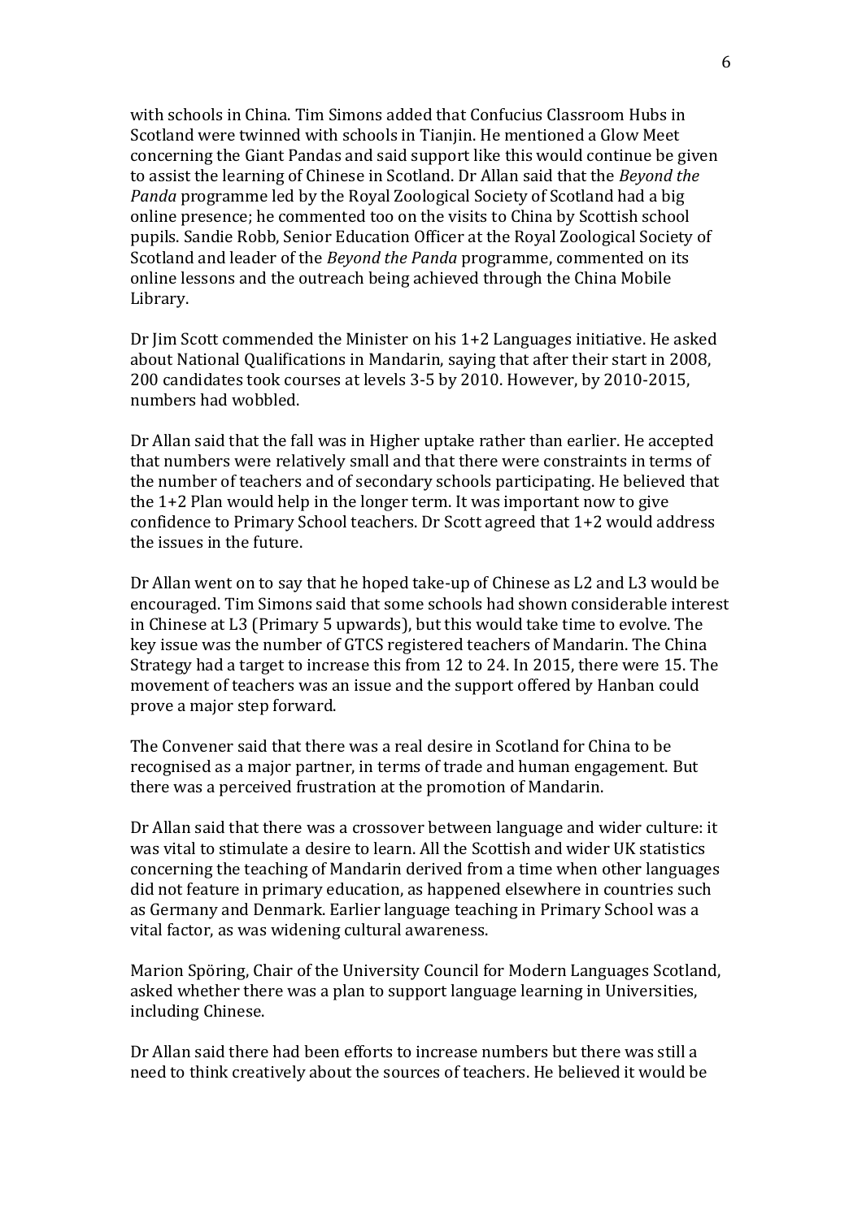with schools in China. Tim Simons added that Confucius Classroom Hubs in Scotland were twinned with schools in Tianjin. He mentioned a Glow Meet concerning the Giant Pandas and said support like this would continue be given to assist the learning of Chinese in Scotland. Dr Allan said that the *Beyond the Panda* programme led by the Royal Zoological Society of Scotland had a big online presence; he commented too on the visits to China by Scottish school pupils. Sandie Robb, Senior Education Officer at the Royal Zoological Society of Scotland and leader of the *Beyond the Panda* programme, commented on its online lessons and the outreach being achieved through the China Mobile Library.

Dr Jim Scott commended the Minister on his 1+2 Languages initiative. He asked about National Qualifications in Mandarin, saying that after their start in 2008, 200 candidates took courses at levels 3-5 by 2010. However, by 2010-2015, numbers had wobbled.

Dr Allan said that the fall was in Higher uptake rather than earlier. He accepted that numbers were relatively small and that there were constraints in terms of the number of teachers and of secondary schools participating. He believed that the 1+2 Plan would help in the longer term. It was important now to give confidence to Primary School teachers. Dr Scott agreed that 1+2 would address the issues in the future.

Dr Allan went on to say that he hoped take-up of Chinese as L2 and L3 would be encouraged. Tim Simons said that some schools had shown considerable interest in Chinese at L3 (Primary 5 upwards), but this would take time to evolve. The key issue was the number of GTCS registered teachers of Mandarin. The China Strategy had a target to increase this from 12 to 24. In 2015, there were 15. The movement of teachers was an issue and the support offered by Hanban could prove a major step forward.

The Convener said that there was a real desire in Scotland for China to be recognised as a major partner, in terms of trade and human engagement. But there was a perceived frustration at the promotion of Mandarin.

Dr Allan said that there was a crossover between language and wider culture: it was vital to stimulate a desire to learn. All the Scottish and wider UK statistics concerning the teaching of Mandarin derived from a time when other languages did not feature in primary education, as happened elsewhere in countries such as Germany and Denmark. Earlier language teaching in Primary School was a vital factor, as was widening cultural awareness.

Marion Spöring, Chair of the University Council for Modern Languages Scotland, asked whether there was a plan to support language learning in Universities, including Chinese.

Dr Allan said there had been efforts to increase numbers but there was still a need to think creatively about the sources of teachers. He believed it would be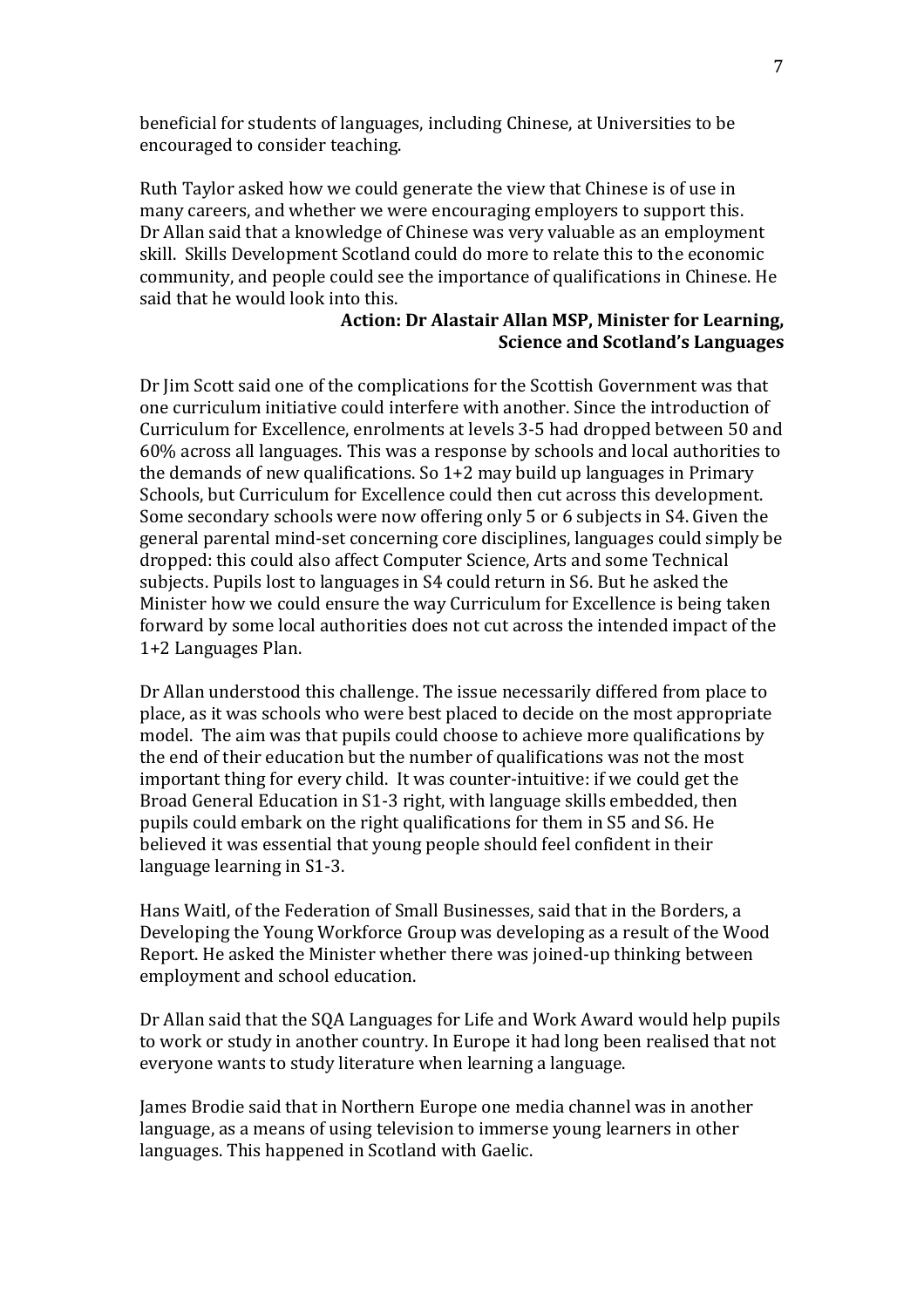beneficial for students of languages, including Chinese, at Universities to be encouraged to consider teaching.

Ruth Taylor asked how we could generate the view that Chinese is of use in many careers, and whether we were encouraging employers to support this. Dr Allan said that a knowledge of Chinese was very valuable as an employment skill. Skills Development Scotland could do more to relate this to the economic community, and people could see the importance of qualifications in Chinese. He said that he would look into this.

**Action: Dr Alastair Allan MSP, Minister for Learning, Science and Scotland's Languages**

Dr Jim Scott said one of the complications for the Scottish Government was that one curriculum initiative could interfere with another. Since the introduction of Curriculum for Excellence, enrolments at levels 3-5 had dropped between 50 and 60% across all languages. This was a response by schools and local authorities to the demands of new qualifications. So 1+2 may build up languages in Primary Schools, but Curriculum for Excellence could then cut across this development. Some secondary schools were now offering only 5 or 6 subjects in S4. Given the general parental mind-set concerning core disciplines, languages could simply be dropped: this could also affect Computer Science, Arts and some Technical subjects. Pupils lost to languages in S4 could return in S6. But he asked the Minister how we could ensure the way Curriculum for Excellence is being taken forward by some local authorities does not cut across the intended impact of the 1+2 Languages Plan.

Dr Allan understood this challenge. The issue necessarily differed from place to place, as it was schools who were best placed to decide on the most appropriate model. The aim was that pupils could choose to achieve more qualifications by the end of their education but the number of qualifications was not the most important thing for every child. It was counter-intuitive: if we could get the Broad General Education in S1-3 right, with language skills embedded, then pupils could embark on the right qualifications for them in S5 and S6. He believed it was essential that young people should feel confident in their language learning in S1-3.

Hans Waitl, of the Federation of Small Businesses, said that in the Borders, a Developing the Young Workforce Group was developing as a result of the Wood Report. He asked the Minister whether there was joined-up thinking between employment and school education.

Dr Allan said that the SQA Languages for Life and Work Award would help pupils to work or study in another country. In Europe it had long been realised that not everyone wants to study literature when learning a language.

James Brodie said that in Northern Europe one media channel was in another language, as a means of using television to immerse young learners in other languages. This happened in Scotland with Gaelic.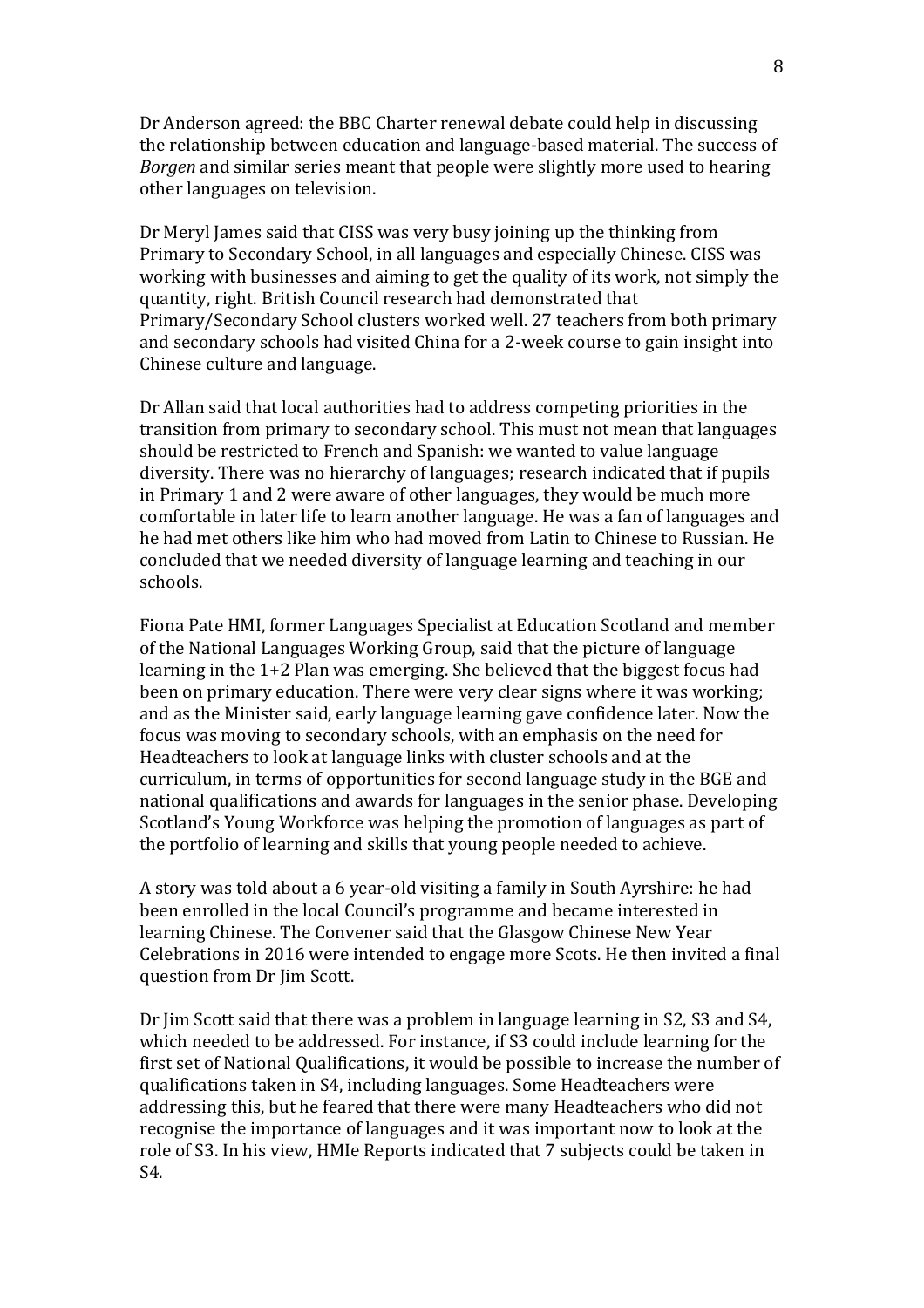Dr Anderson agreed: the BBC Charter renewal debate could help in discussing the relationship between education and language-based material. The success of *Borgen* and similar series meant that people were slightly more used to hearing other languages on television.

Dr Meryl James said that CISS was very busy joining up the thinking from Primary to Secondary School, in all languages and especially Chinese. CISS was working with businesses and aiming to get the quality of its work, not simply the quantity, right. British Council research had demonstrated that Primary/Secondary School clusters worked well. 27 teachers from both primary and secondary schools had visited China for a 2-week course to gain insight into Chinese culture and language.

Dr Allan said that local authorities had to address competing priorities in the transition from primary to secondary school. This must not mean that languages should be restricted to French and Spanish: we wanted to value language diversity. There was no hierarchy of languages; research indicated that if pupils in Primary 1 and 2 were aware of other languages, they would be much more comfortable in later life to learn another language. He was a fan of languages and he had met others like him who had moved from Latin to Chinese to Russian. He concluded that we needed diversity of language learning and teaching in our schools.

Fiona Pate HMI, former Languages Specialist at Education Scotland and member of the National Languages Working Group, said that the picture of language learning in the 1+2 Plan was emerging. She believed that the biggest focus had been on primary education. There were very clear signs where it was working; and as the Minister said, early language learning gave confidence later. Now the focus was moving to secondary schools, with an emphasis on the need for Headteachers to look at language links with cluster schools and at the curriculum, in terms of opportunities for second language study in the BGE and national qualifications and awards for languages in the senior phase. Developing Scotland's Young Workforce was helping the promotion of languages as part of the portfolio of learning and skills that young people needed to achieve.

A story was told about a 6 year-old visiting a family in South Ayrshire: he had been enrolled in the local Council's programme and became interested in learning Chinese. The Convener said that the Glasgow Chinese New Year Celebrations in 2016 were intended to engage more Scots. He then invited a final question from Dr Jim Scott.

Dr Jim Scott said that there was a problem in language learning in S2, S3 and S4, which needed to be addressed. For instance, if S3 could include learning for the first set of National Qualifications, it would be possible to increase the number of qualifications taken in S4, including languages. Some Headteachers were addressing this, but he feared that there were many Headteachers who did not recognise the importance of languages and it was important now to look at the role of S3. In his view, HMIe Reports indicated that 7 subjects could be taken in S4.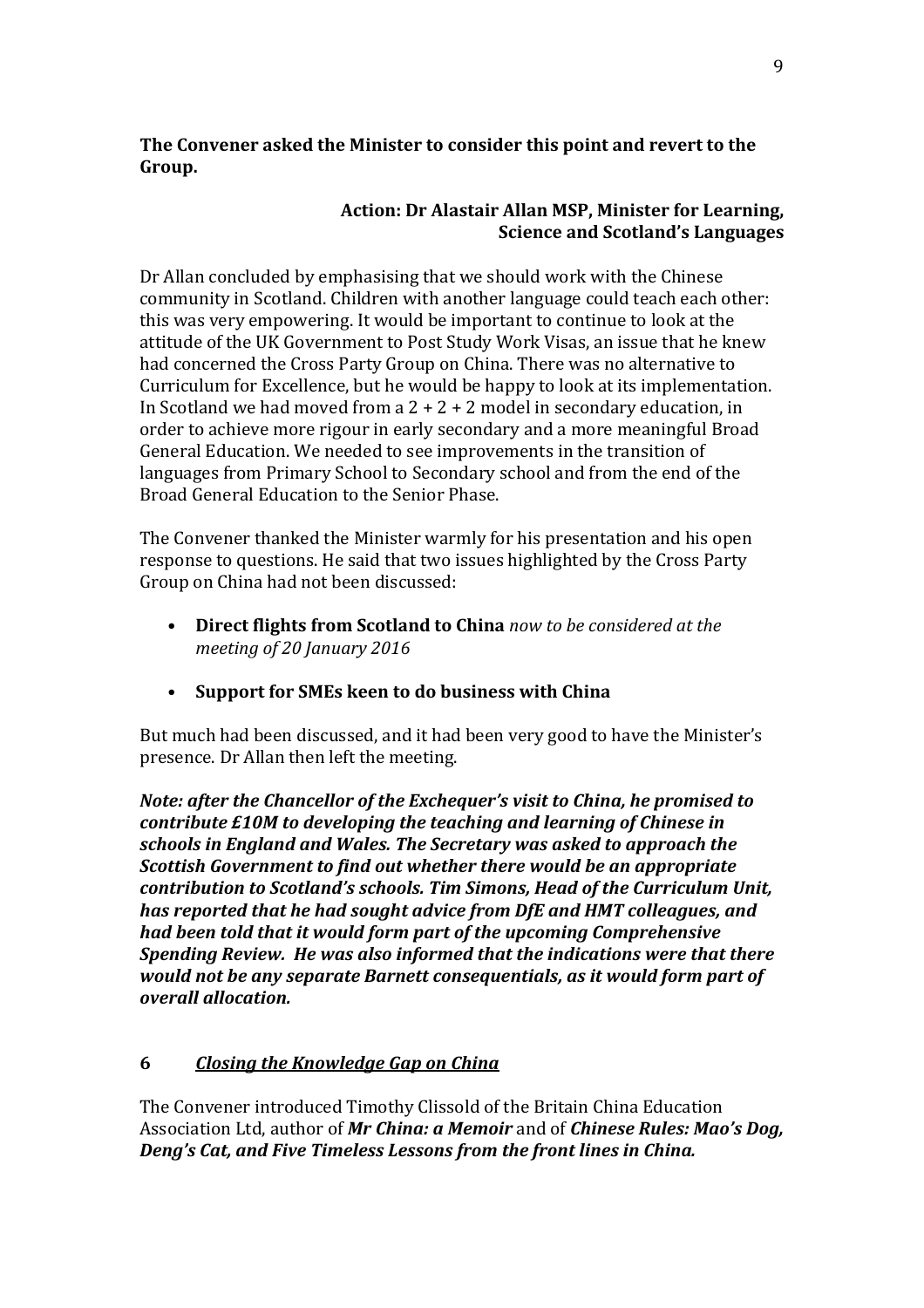**The Convener asked the Minister to consider this point and revert to the Group.**

**Action: Dr Alastair Allan MSP, Minister for Learning, Science and Scotland's Languages**

Dr Allan concluded by emphasising that we should work with the Chinese community in Scotland. Children with another language could teach each other: this was very empowering. It would be important to continue to look at the attitude of the UK Government to Post Study Work Visas, an issue that he knew had concerned the Cross Party Group on China. There was no alternative to Curriculum for Excellence, but he would be happy to look at its implementation. In Scotland we had moved from a 2 + 2 + 2 model in secondary education, in order to achieve more rigour in early secondary and a more meaningful Broad General Education. We needed to see improvements in the transition of languages from Primary School to Secondary school and from the end of the Broad General Education to the Senior Phase.

The Convener thanked the Minister warmly for his presentation and his open response to questions. He said that two issues highlighted by the Cross Party Group on China had not been discussed:

- **Direct flights from Scotland to China** *now to be considered at the meeting of 20 January 2016*
- **Support for SMEs keen to do business with China**

But much had been discussed, and it had been very good to have the Minister's presence. Dr Allan then left the meeting.

***Note: after the Chancellor of the Exchequer's visit to China, he promised to contribute £10M to developing the teaching and learning of Chinese in schools in England and Wales. The Secretary was asked to approach the Scottish Government to find out whether there would be an appropriate contribution to Scotland's schools. Tim Simons, Head of the Curriculum Unit, has reported that he had sought advice from DfE and HMT colleagues, and had been told that it would form part of the upcoming Comprehensive Spending Review. He was also informed that the indications were that there would not be any separate Barnett consequentials, as it would form part of overall allocation.***

## 6 *Closing the Knowledge Gap on China*

The Convener introduced Timothy Clissold of the Britain China Education Association Ltd, author of ***Mr China: a Memoir*** and of ***Chinese Rules: Mao's Dog, Deng's Cat, and Five Timeless Lessons from the front lines in China.***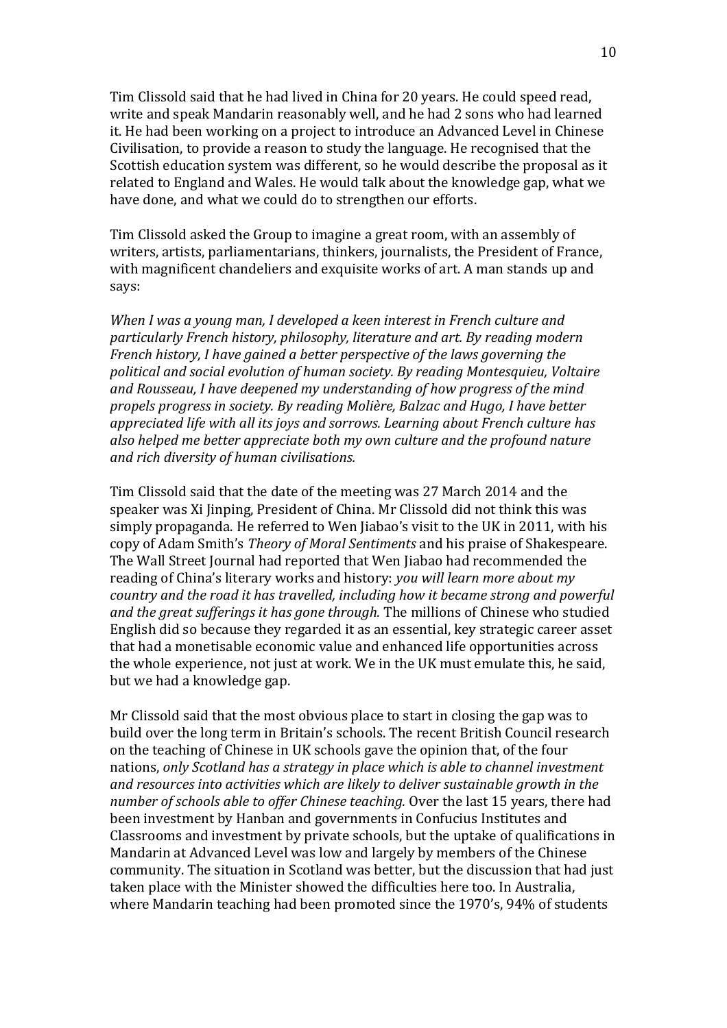Tim Clissold said that he had lived in China for 20 years. He could speed read, write and speak Mandarin reasonably well, and he had 2 sons who had learned it. He had been working on a project to introduce an Advanced Level in Chinese Civilisation, to provide a reason to study the language. He recognised that the Scottish education system was different, so he would describe the proposal as it related to England and Wales. He would talk about the knowledge gap, what we have done, and what we could do to strengthen our efforts.

Tim Clissold asked the Group to imagine a great room, with an assembly of writers, artists, parliamentarians, thinkers, journalists, the President of France, with magnificent chandeliers and exquisite works of art. A man stands up and says:

*When I was a young man, I developed a keen interest in French culture and particularly French history, philosophy, literature and art. By reading modern French history, I have gained a better perspective of the laws governing the political and social evolution of human society. By reading Montesquieu, Voltaire and Rousseau, I have deepened my understanding of how progress of the mind propels progress in society. By reading Molière, Balzac and Hugo, I have better appreciated life with all its joys and sorrows. Learning about French culture has also helped me better appreciate both my own culture and the profound nature and rich diversity of human civilisations.*

Tim Clissold said that the date of the meeting was 27 March 2014 and the speaker was Xi Jinping, President of China. Mr Clissold did not think this was simply propaganda. He referred to Wen Jiabao's visit to the UK in 2011, with his copy of Adam Smith's *Theory of Moral Sentiments* and his praise of Shakespeare. The Wall Street Journal had reported that Wen Jiabao had recommended the reading of China's literary works and history: *you will learn more about my country and the road it has travelled, including how it became strong and powerful and the great sufferings it has gone through.* The millions of Chinese who studied English did so because they regarded it as an essential, key strategic career asset that had a monetisable economic value and enhanced life opportunities across the whole experience, not just at work. We in the UK must emulate this, he said, but we had a knowledge gap.

Mr Clissold said that the most obvious place to start in closing the gap was to build over the long term in Britain's schools. The recent British Council research on the teaching of Chinese in UK schools gave the opinion that, of the four nations, *only Scotland has a strategy in place which is able to channel investment and resources into activities which are likely to deliver sustainable growth in the number of schools able to offer Chinese teaching.* Over the last 15 years, there had been investment by Hanban and governments in Confucius Institutes and Classrooms and investment by private schools, but the uptake of qualifications in Mandarin at Advanced Level was low and largely by members of the Chinese community. The situation in Scotland was better, but the discussion that had just taken place with the Minister showed the difficulties here too. In Australia, where Mandarin teaching had been promoted since the 1970's, 94% of students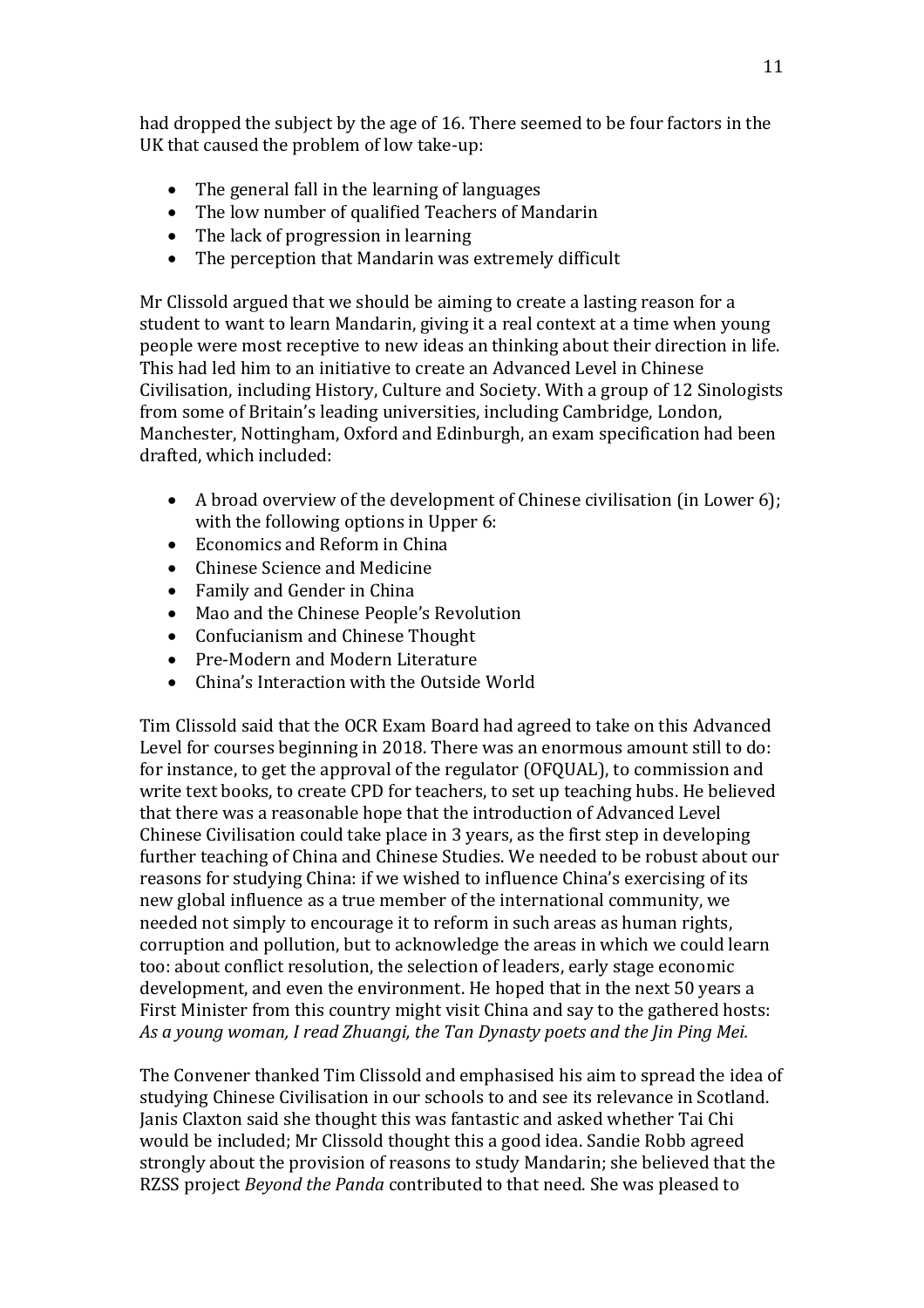had dropped the subject by the age of 16. There seemed to be four factors in the UK that caused the problem of low take-up:

- The general fall in the learning of languages
- The low number of qualified Teachers of Mandarin
- The lack of progression in learning
- The perception that Mandarin was extremely difficult

Mr Clissold argued that we should be aiming to create a lasting reason for a student to want to learn Mandarin, giving it a real context at a time when young people were most receptive to new ideas an thinking about their direction in life. This had led him to an initiative to create an Advanced Level in Chinese Civilisation, including History, Culture and Society. With a group of 12 Sinologists from some of Britain's leading universities, including Cambridge, London, Manchester, Nottingham, Oxford and Edinburgh, an exam specification had been drafted, which included:

- A broad overview of the development of Chinese civilisation (in Lower 6); with the following options in Upper 6:
- Economics and Reform in China
- Chinese Science and Medicine
- Family and Gender in China
- Mao and the Chinese People's Revolution
- Confucianism and Chinese Thought
- Pre-Modern and Modern Literature
- China's Interaction with the Outside World

Tim Clissold said that the OCR Exam Board had agreed to take on this Advanced Level for courses beginning in 2018. There was an enormous amount still to do: for instance, to get the approval of the regulator (OFQUAL), to commission and write text books, to create CPD for teachers, to set up teaching hubs. He believed that there was a reasonable hope that the introduction of Advanced Level Chinese Civilisation could take place in 3 years, as the first step in developing further teaching of China and Chinese Studies. We needed to be robust about our reasons for studying China: if we wished to influence China's exercising of its new global influence as a true member of the international community, we needed not simply to encourage it to reform in such areas as human rights, corruption and pollution, but to acknowledge the areas in which we could learn too: about conflict resolution, the selection of leaders, early stage economic development, and even the environment. He hoped that in the next 50 years a First Minister from this country might visit China and say to the gathered hosts: *As a young woman, I read Zhuangi, the Tan Dynasty poets and the Jin Ping Mei.*

The Convener thanked Tim Clissold and emphasised his aim to spread the idea of studying Chinese Civilisation in our schools to and see its relevance in Scotland. Janis Claxton said she thought this was fantastic and asked whether Tai Chi would be included; Mr Clissold thought this a good idea. Sandie Robb agreed strongly about the provision of reasons to study Mandarin; she believed that the RZSS project *Beyond the Panda* contributed to that need. She was pleased to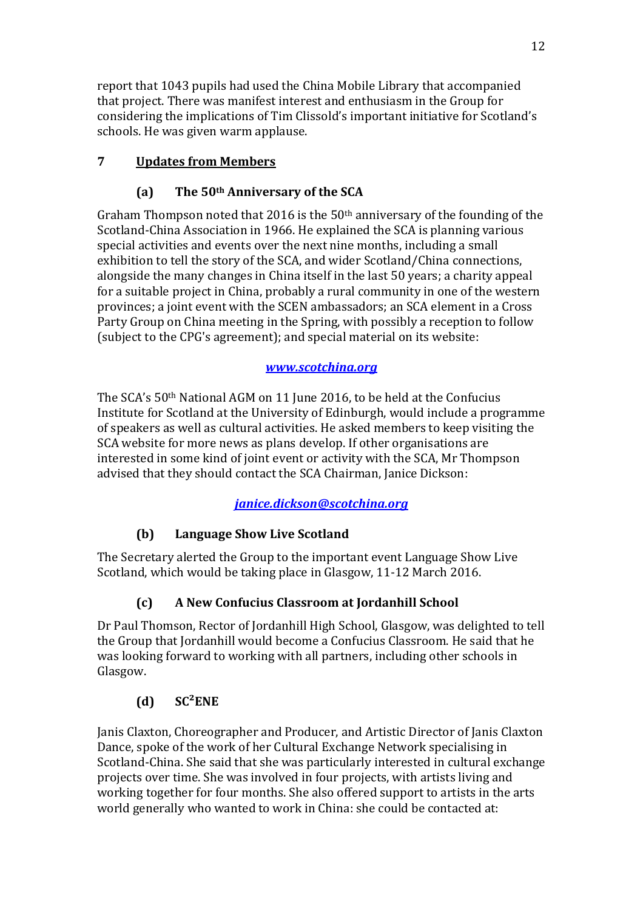report that 1043 pupils had used the China Mobile Library that accompanied that project. There was manifest interest and enthusiasm in the Group for considering the implications of Tim Clissold's important initiative for Scotland's schools. He was given warm applause.

## 7 Updates from Members

### (a) The 50th Anniversary of the SCA

Graham Thompson noted that 2016 is the 50th anniversary of the founding of the Scotland-China Association in 1966. He explained the SCA is planning various special activities and events over the next nine months, including a small exhibition to tell the story of the SCA, and wider Scotland/China connections, alongside the many changes in China itself in the last 50 years; a charity appeal for a suitable project in China, probably a rural community in one of the western provinces; a joint event with the SCEN ambassadors; an SCA element in a Cross Party Group on China meeting in the Spring, with possibly a reception to follow (subject to the CPG's agreement); and special material on its website:

[*www.scotchina.org*](http://www.scotchina.org)

The SCA's 50th National AGM on 11 June 2016, to be held at the Confucius Institute for Scotland at the University of Edinburgh, would include a programme of speakers as well as cultural activities. He asked members to keep visiting the SCA website for more news as plans develop. If other organisations are interested in some kind of joint event or activity with the SCA, Mr Thompson advised that they should contact the SCA Chairman, Janice Dickson:

[*janice.dickson@scotchina.org*](mailto:janice.dickson@scotchina.org)

### (b) Language Show Live Scotland

The Secretary alerted the Group to the important event Language Show Live Scotland, which would be taking place in Glasgow, 11-12 March 2016.

### (c) A New Confucius Classroom at Jordanhill School

Dr Paul Thomson, Rector of Jordanhill High School, Glasgow, was delighted to tell the Group that Jordanhill would become a Confucius Classroom. He said that he was looking forward to working with all partners, including other schools in Glasgow.

### (d) SC²ENE

Janis Claxton, Choreographer and Producer, and Artistic Director of Janis Claxton Dance, spoke of the work of her Cultural Exchange Network specialising in Scotland-China. She said that she was particularly interested in cultural exchange projects over time. She was involved in four projects, with artists living and working together for four months. She also offered support to artists in the arts world generally who wanted to work in China: she could be contacted at: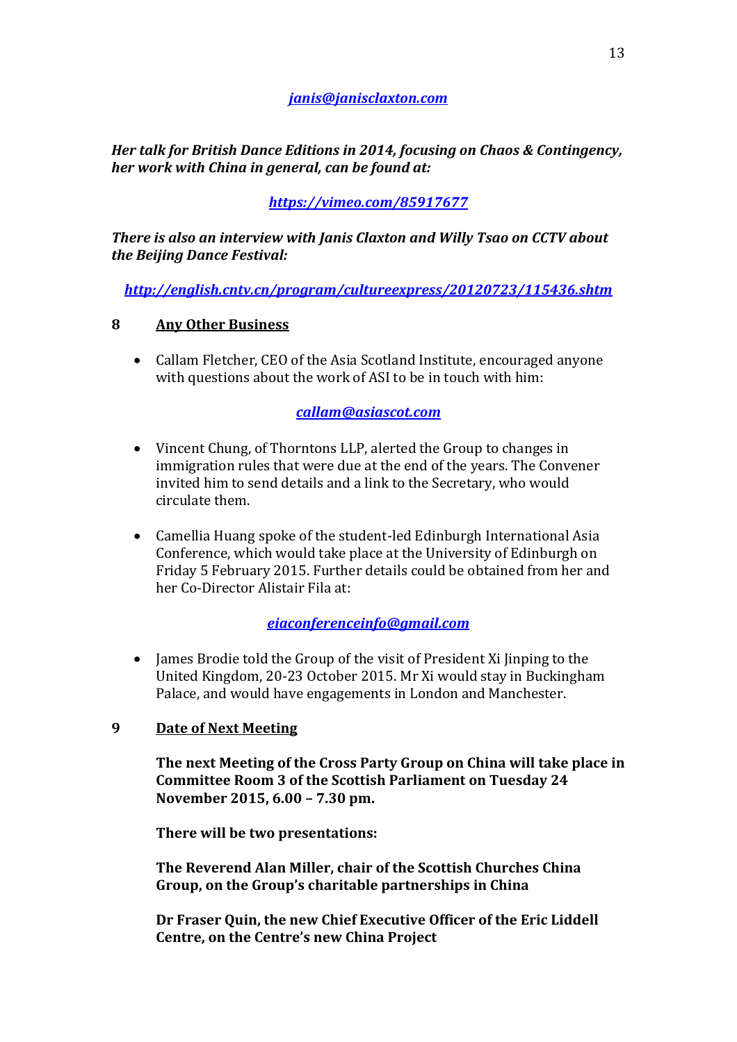*janis@janisclaxton.com*

***Her talk for British Dance Editions in 2014, focusing on Chaos & Contingency, her work with China in general, can be found at:***

***https://vimeo.com/85917677***

***There is also an interview with Janis Claxton and Willy Tsao on CCTV about the Beijing Dance Festival:***

***http://english.cntv.cn/program/cultureexpress/20120723/115436.shtm***

## 8 Any Other Business

- Callam Fletcher, CEO of the Asia Scotland Institute, encouraged anyone with questions about the work of ASI to be in touch with him:

  *callam@asiascot.com*

- Vincent Chung, of Thorntons LLP, alerted the Group to changes in immigration rules that were due at the end of the years. The Convener invited him to send details and a link to the Secretary, who would circulate them.

- Camellia Huang spoke of the student-led Edinburgh International Asia Conference, which would take place at the University of Edinburgh on Friday 5 February 2015. Further details could be obtained from her and her Co-Director Alistair Fila at:

  *eiaconferenceinfo@gmail.com*

- James Brodie told the Group of the visit of President Xi Jinping to the United Kingdom, 20-23 October 2015. Mr Xi would stay in Buckingham Palace, and would have engagements in London and Manchester.

## 9 Date of Next Meeting

**The next Meeting of the Cross Party Group on China will take place in Committee Room 3 of the Scottish Parliament on Tuesday 24 November 2015, 6.00 – 7.30 pm.**

**There will be two presentations:**

**The Reverend Alan Miller, chair of the Scottish Churches China Group, on the Group's charitable partnerships in China**

**Dr Fraser Quin, the new Chief Executive Officer of the Eric Liddell Centre, on the Centre's new China Project**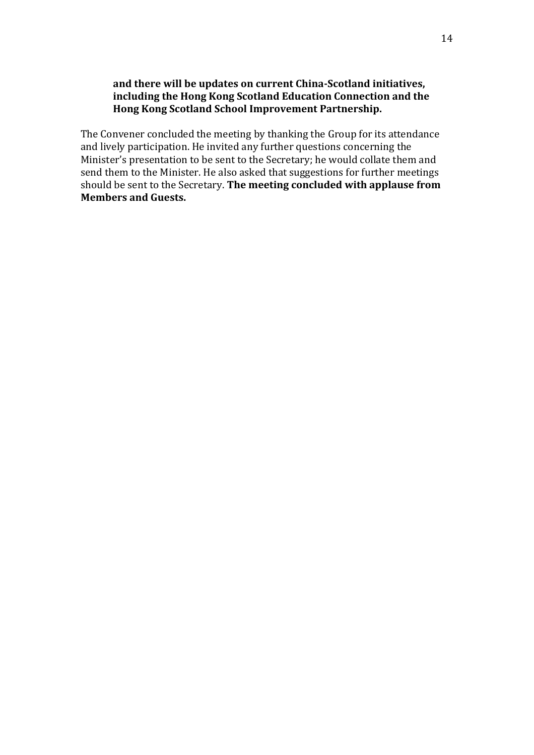**and there will be updates on current China-Scotland initiatives, including the Hong Kong Scotland Education Connection and the Hong Kong Scotland School Improvement Partnership.**

The Convener concluded the meeting by thanking the Group for its attendance and lively participation. He invited any further questions concerning the Minister's presentation to be sent to the Secretary; he would collate them and send them to the Minister. He also asked that suggestions for further meetings should be sent to the Secretary. **The meeting concluded with applause from Members and Guests.**